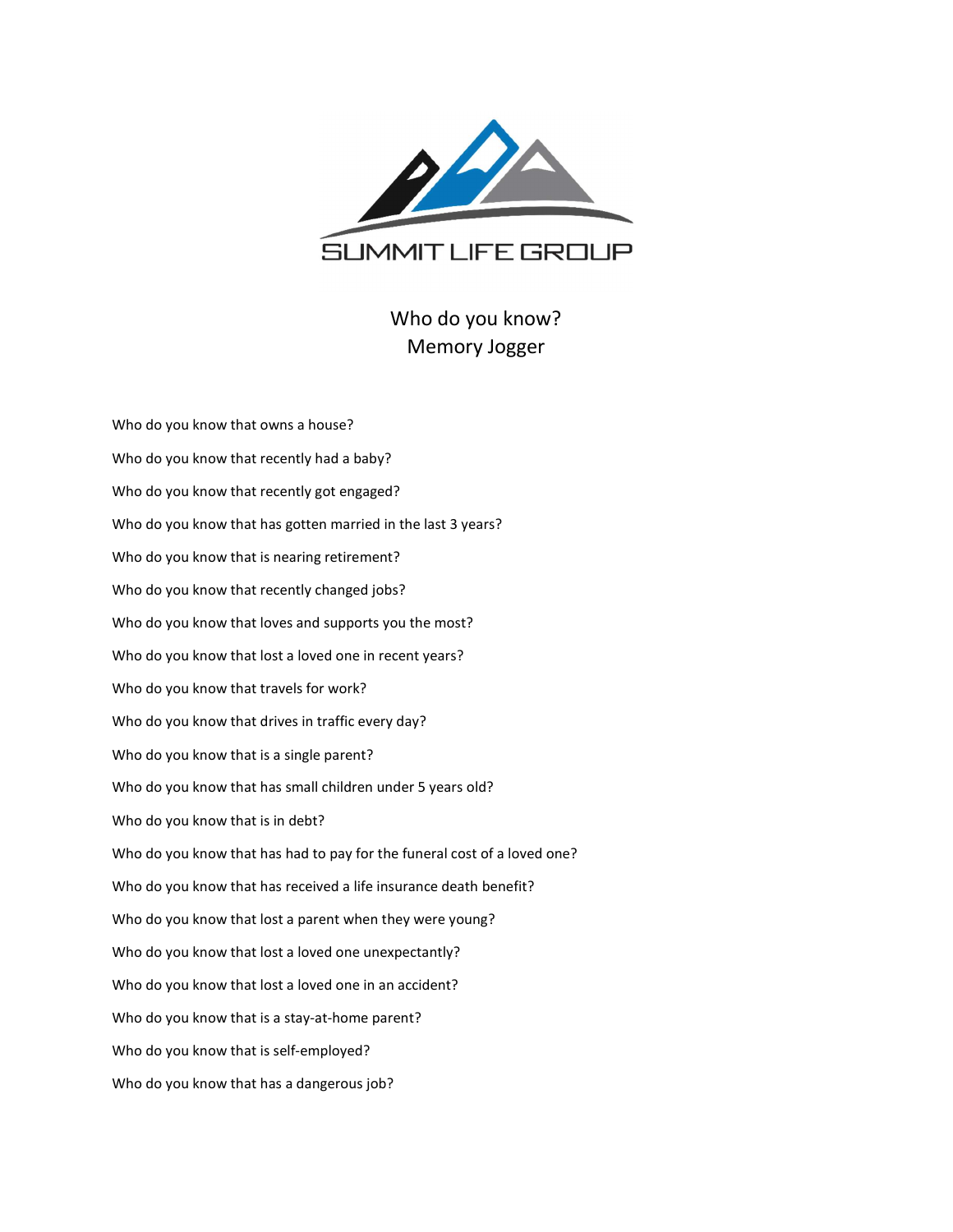SUMMIT LIFE GROUP

# Who do you know?
## Memory Jogger

Who do you know that owns a house?

Who do you know that recently had a baby?

Who do you know that recently got engaged?

Who do you know that has gotten married in the last 3 years?

Who do you know that is nearing retirement?

Who do you know that recently changed jobs?

Who do you know that loves and supports you the most?

Who do you know that lost a loved one in recent years?

Who do you know that travels for work?

Who do you know that drives in traffic every day?

Who do you know that is a single parent?

Who do you know that has small children under 5 years old?

Who do you know that is in debt?

Who do you know that has had to pay for the funeral cost of a loved one?

Who do you know that has received a life insurance death benefit?

Who do you know that lost a parent when they were young?

Who do you know that lost a loved one unexpectantly?

Who do you know that lost a loved one in an accident?

Who do you know that is a stay-at-home parent?

Who do you know that is self-employed?

Who do you know that has a dangerous job?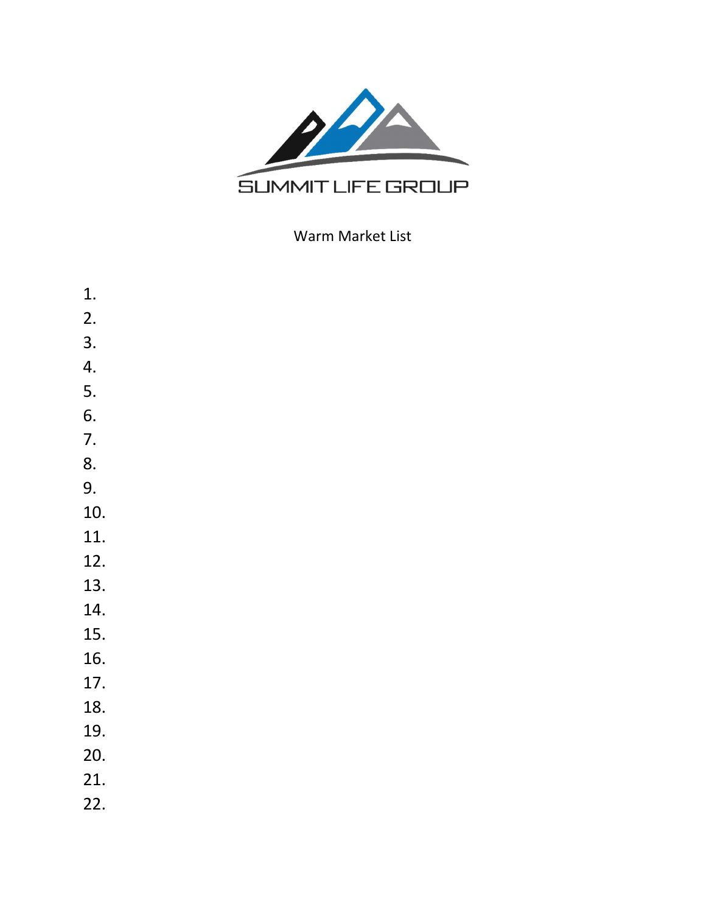SUMMIT LIFE GROUP

Warm Market List

1.
2.
3.
4.
5.
6.
7.
8.
9.
10.
11.
12.
13.
14.
15.
16.
17.
18.
19.
20.
21.
22.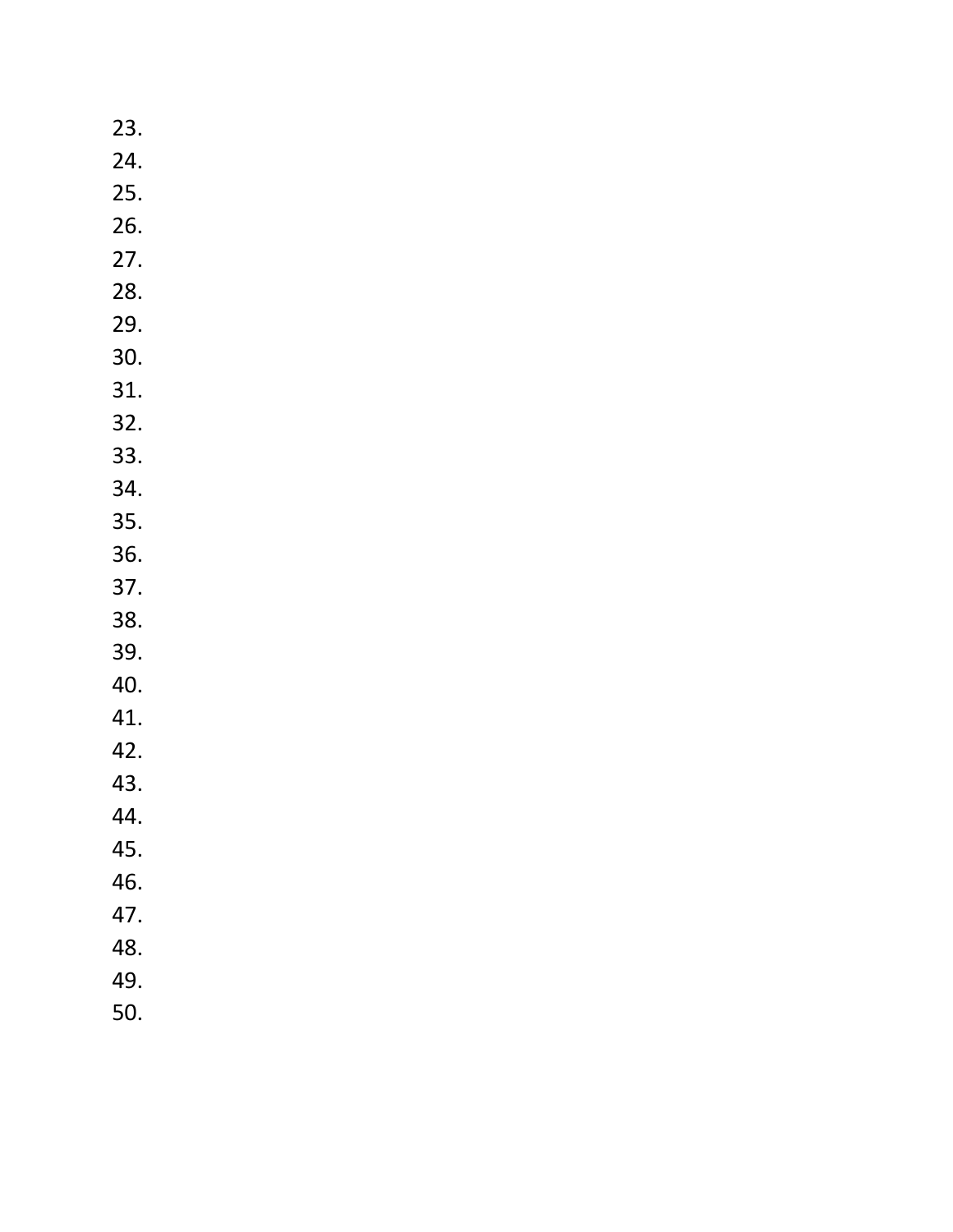23.
24.
25.
26.
27.
28.
29.
30.
31.
32.
33.
34.
35.
36.
37.
38.
39.
40.
41.
42.
43.
44.
45.
46.
47.
48.
49.
50.